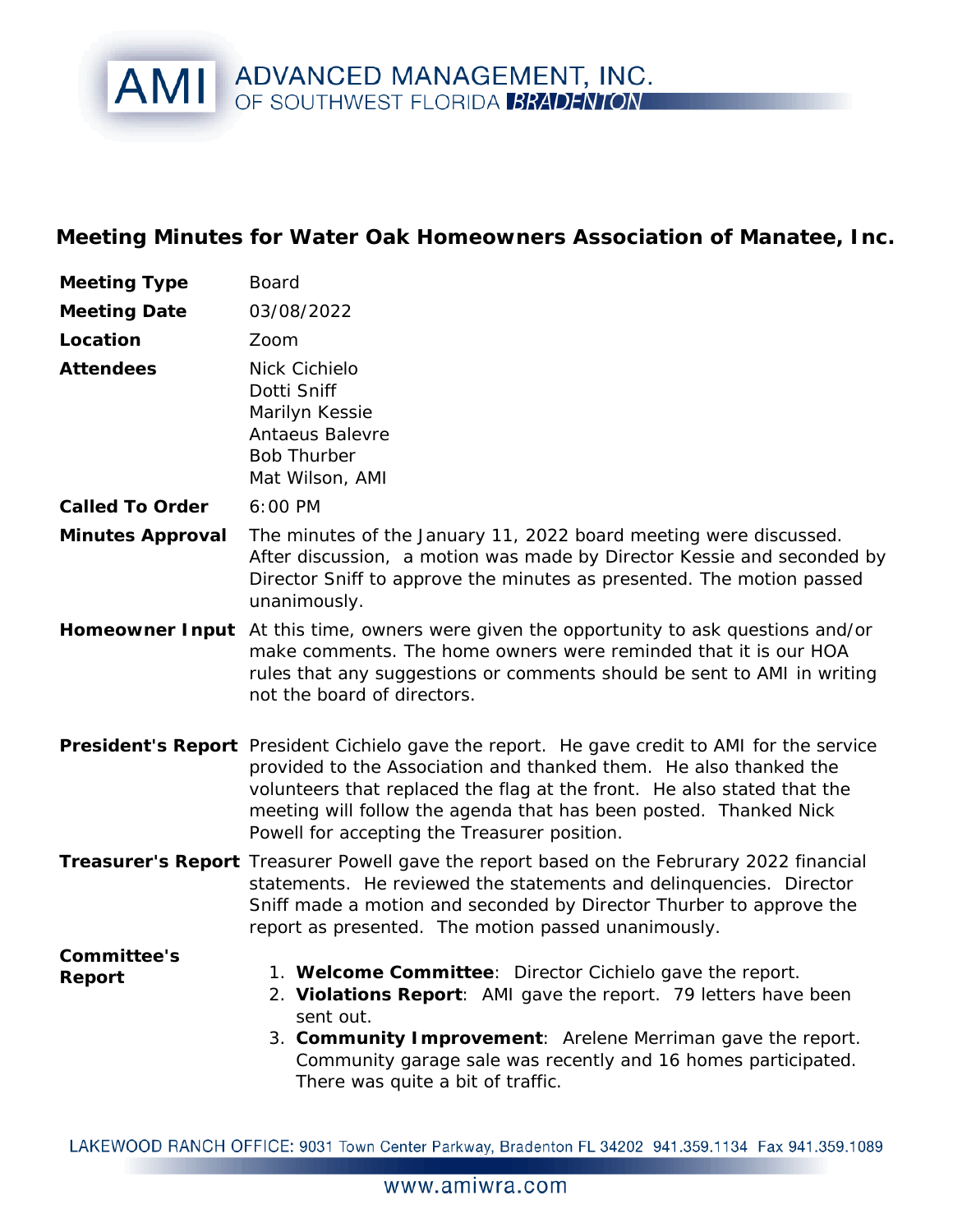# Meeting Minutes for Water Oak Homeowners Association of Manatee, Inc.

| | |
|---|---|
| **Meeting Type** | Board |
| **Meeting Date** | 03/08/2022 |
| **Location** | Zoom |
| **Attendees** | Nick Cichielo<br>Dotti Sniff<br>Marilyn Kessie<br>Antaeus Balevre<br>Bob Thurber<br>Mat Wilson, AMI |
| **Called To Order** | 6:00 PM |
| **Minutes Approval** | The minutes of the January 11, 2022 board meeting were discussed. After discussion, a motion was made by Director Kessie and seconded by Director Sniff to approve the minutes as presented. The motion passed unanimously. |
| **Homeowner Input** | At this time, owners were given the opportunity to ask questions and/or make comments. The home owners were reminded that it is our HOA rules that any suggestions or comments should be sent to AMI in writing not the board of directors. |
| **President's Report** | President Cichielo gave the report. He gave credit to AMI for the service provided to the Association and thanked them. He also thanked the volunteers that replaced the flag at the front. He also stated that the meeting will follow the agenda that has been posted. Thanked Nick Powell for accepting the Treasurer position. |
| **Treasurer's Report** | Treasurer Powell gave the report based on the Februrary 2022 financial statements. He reviewed the statements and delinquencies. Director Sniff made a motion and seconded by Director Thurber to approve the report as presented. The motion passed unanimously. |
| **Committee's Report** | 1. **Welcome Committee**: Director Cichielo gave the report.<br>2. **Violations Report**: AMI gave the report. 79 letters have been sent out.<br>3. **Community Improvement**: Arelene Merriman gave the report. Community garage sale was recently and 16 homes participated. There was quite a bit of traffic. |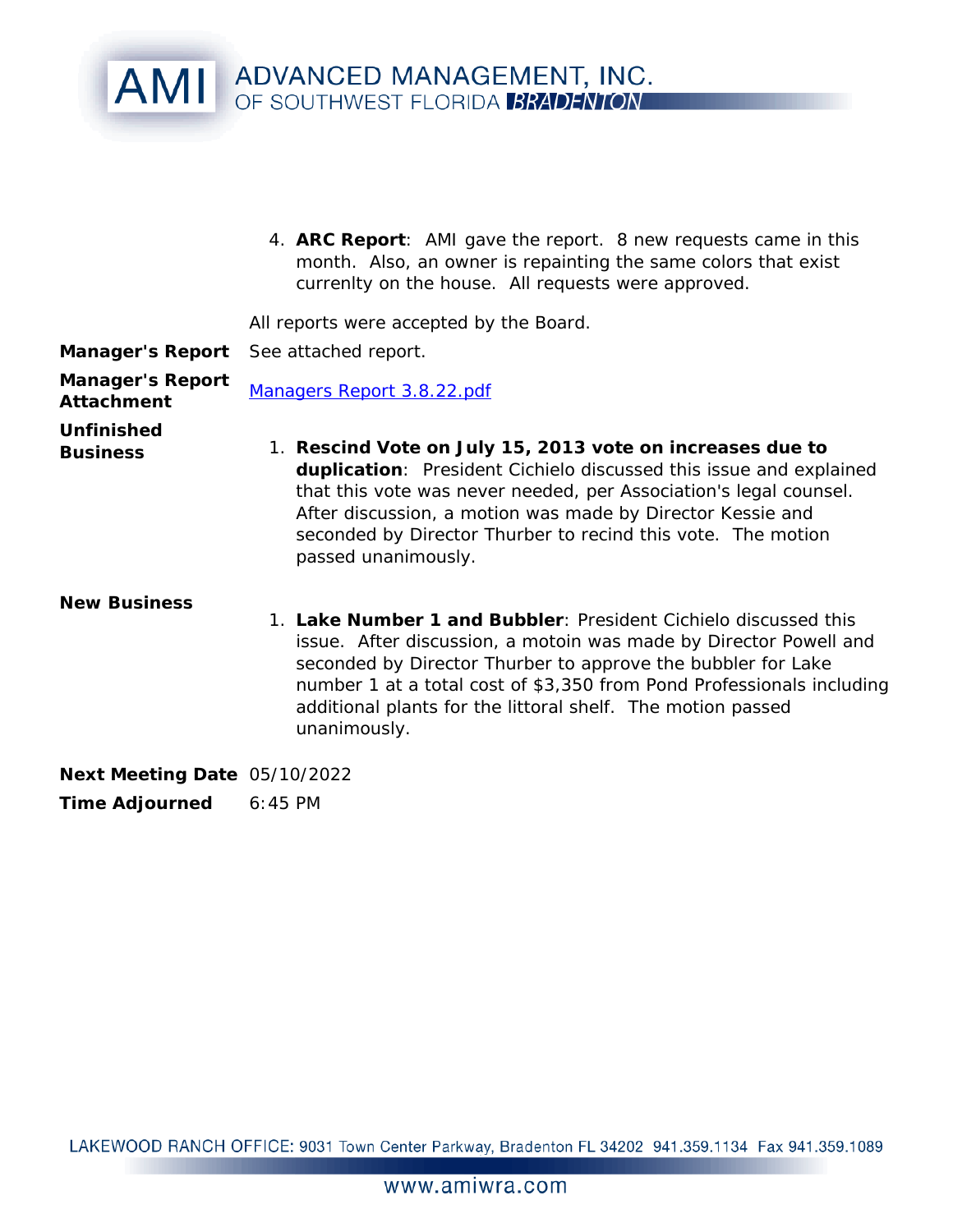4. **ARC Report**: AMI gave the report. 8 new requests came in this month. Also, an owner is repainting the same colors that exist currenlty on the house. All requests were approved.

All reports were accepted by the Board.

**Manager's Report** See attached report.

**Manager's Report Attachment** [Managers Report 3.8.22.pdf]

**Unfinished Business**

1. **Rescind Vote on July 15, 2013 vote on increases due to duplication**: President Cichielo discussed this issue and explained that this vote was never needed, per Association's legal counsel. After discussion, a motion was made by Director Kessie and seconded by Director Thurber to recind this vote. The motion passed unanimously.

**New Business**

1. **Lake Number 1 and Bubbler**: President Cichielo discussed this issue. After discussion, a motoin was made by Director Powell and seconded by Director Thurber to approve the bubbler for Lake number 1 at a total cost of $3,350 from Pond Professionals including additional plants for the littoral shelf. The motion passed unanimously.

**Next Meeting Date** 05/10/2022

**Time Adjourned** 6:45 PM